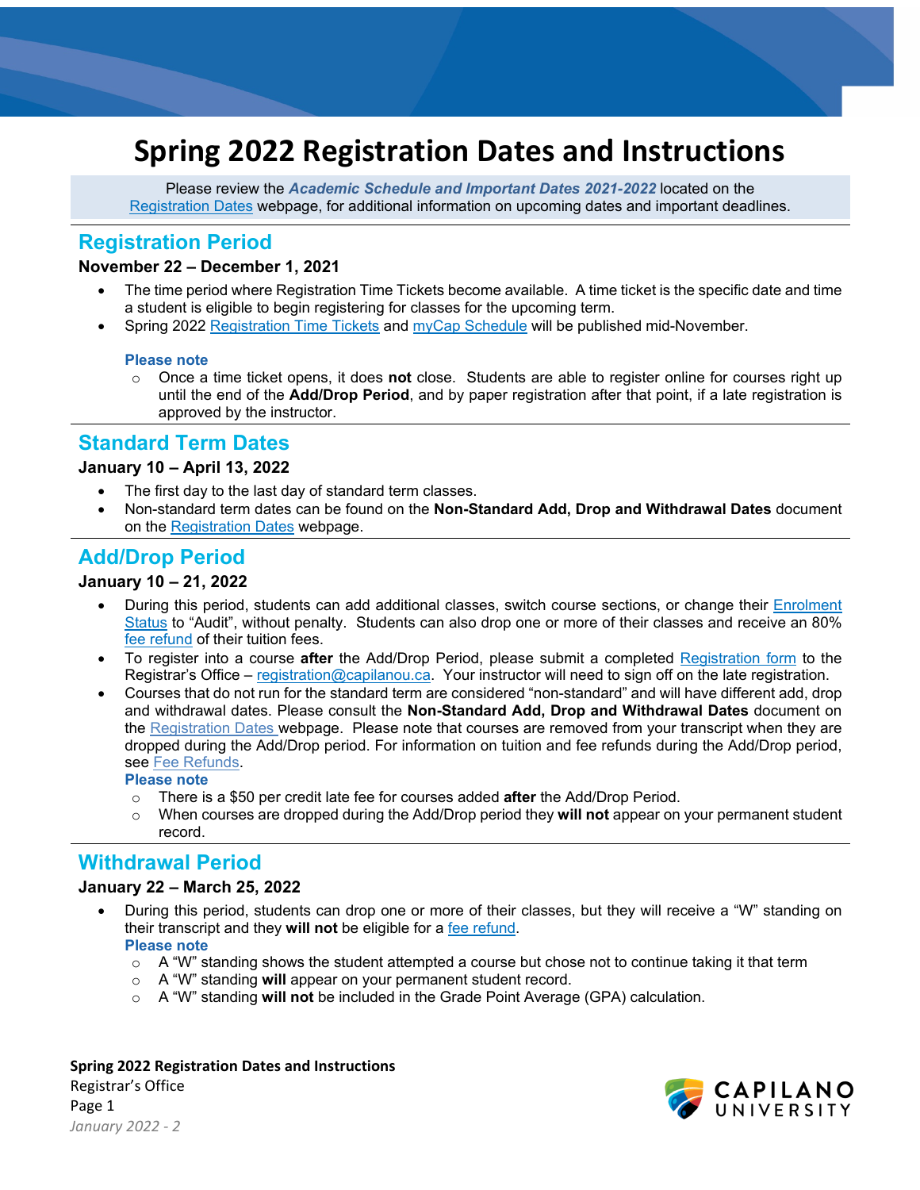# Spring 2022 Registration Dates and Instructions

Please review the ***Academic Schedule and Important Dates 2021-2022*** located on the Registration Dates webpage, for additional information on upcoming dates and important deadlines.

## Registration Period

**November 22 – December 1, 2021**

- The time period where Registration Time Tickets become available. A time ticket is the specific date and time a student is eligible to begin registering for classes for the upcoming term.
- Spring 2022 Registration Time Tickets and myCap Schedule will be published mid-November.

**Please note**

- Once a time ticket opens, it does **not** close. Students are able to register online for courses right up until the end of the **Add/Drop Period**, and by paper registration after that point, if a late registration is approved by the instructor.

## Standard Term Dates

**January 10 – April 13, 2022**

- The first day to the last day of standard term classes.
- Non-standard term dates can be found on the **Non-Standard Add, Drop and Withdrawal Dates** document on the Registration Dates webpage.

## Add/Drop Period

**January 10 – 21, 2022**

- During this period, students can add additional classes, switch course sections, or change their Enrolment Status to "Audit", without penalty. Students can also drop one or more of their classes and receive an 80% fee refund of their tuition fees.
- To register into a course **after** the Add/Drop Period, please submit a completed Registration form to the Registrar's Office – registration@capilanou.ca. Your instructor will need to sign off on the late registration.
- Courses that do not run for the standard term are considered "non-standard" and will have different add, drop and withdrawal dates. Please consult the **Non-Standard Add, Drop and Withdrawal Dates** document on the Registration Dates webpage. Please note that courses are removed from your transcript when they are dropped during the Add/Drop period. For information on tuition and fee refunds during the Add/Drop period, see Fee Refunds.

  **Please note**

  - There is a $50 per credit late fee for courses added **after** the Add/Drop Period.
  - When courses are dropped during the Add/Drop period they **will not** appear on your permanent student record.

## Withdrawal Period

**January 22 – March 25, 2022**

- During this period, students can drop one or more of their classes, but they will receive a "W" standing on their transcript and they **will not** be eligible for a fee refund.

  **Please note**

  - A "W" standing shows the student attempted a course but chose not to continue taking it that term
  - A "W" standing **will** appear on your permanent student record.
  - A "W" standing **will not** be included in the Grade Point Average (GPA) calculation.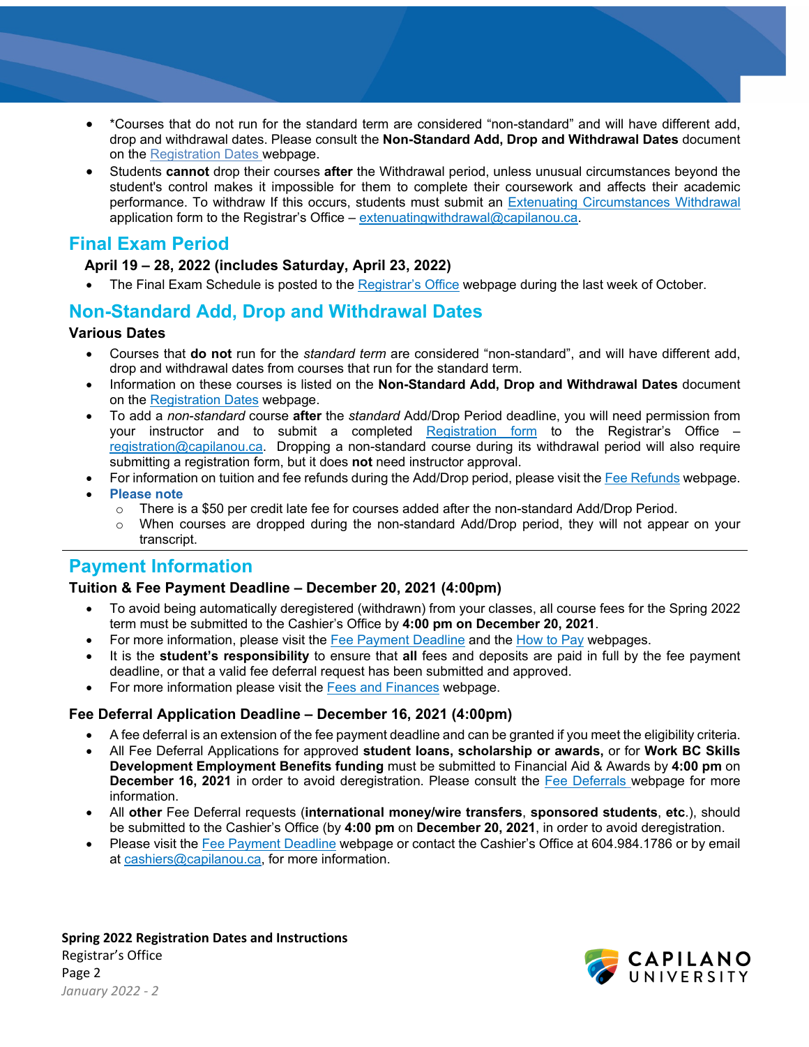- *Courses that do not run for the standard term are considered "non-standard" and will have different add, drop and withdrawal dates. Please consult the **Non-Standard Add, Drop and Withdrawal Dates** document on the Registration Dates webpage.
- Students **cannot** drop their courses **after** the Withdrawal period, unless unusual circumstances beyond the student's control makes it impossible for them to complete their coursework and affects their academic performance. To withdraw If this occurs, students must submit an Extenuating Circumstances Withdrawal application form to the Registrar's Office – extenuatingwithdrawal@capilanou.ca.

## Final Exam Period

**April 19 – 28, 2022 (includes Saturday, April 23, 2022)**

- The Final Exam Schedule is posted to the Registrar's Office webpage during the last week of October.

## Non-Standard Add, Drop and Withdrawal Dates

**Various Dates**

- Courses that **do not** run for the *standard term* are considered "non-standard", and will have different add, drop and withdrawal dates from courses that run for the standard term.
- Information on these courses is listed on the **Non-Standard Add, Drop and Withdrawal Dates** document on the Registration Dates webpage.
- To add a *non-standard* course **after** the *standard* Add/Drop Period deadline, you will need permission from your instructor and to submit a completed Registration form to the Registrar's Office – registration@capilanou.ca. Dropping a non-standard course during its withdrawal period will also require submitting a registration form, but it does **not** need instructor approval.
- For information on tuition and fee refunds during the Add/Drop period, please visit the Fee Refunds webpage.
- **Please note**
  - There is a $50 per credit late fee for courses added after the non-standard Add/Drop Period.
  - When courses are dropped during the non-standard Add/Drop period, they will not appear on your transcript.

---

## Payment Information

### Tuition & Fee Payment Deadline – December 20, 2021 (4:00pm)

- To avoid being automatically deregistered (withdrawn) from your classes, all course fees for the Spring 2022 term must be submitted to the Cashier's Office by **4:00 pm on December 20, 2021**.
- For more information, please visit the Fee Payment Deadline and the How to Pay webpages.
- It is the **student's responsibility** to ensure that **all** fees and deposits are paid in full by the fee payment deadline, or that a valid fee deferral request has been submitted and approved.
- For more information please visit the Fees and Finances webpage.

### Fee Deferral Application Deadline – December 16, 2021 (4:00pm)

- A fee deferral is an extension of the fee payment deadline and can be granted if you meet the eligibility criteria.
- All Fee Deferral Applications for approved **student loans, scholarship or awards,** or for **Work BC Skills Development Employment Benefits funding** must be submitted to Financial Aid & Awards by **4:00 pm** on **December 16, 2021** in order to avoid deregistration. Please consult the Fee Deferrals webpage for more information.
- All **other** Fee Deferral requests (**international money/wire transfers**, **sponsored students**, **etc**.), should be submitted to the Cashier's Office (by **4:00 pm** on **December 20, 2021**, in order to avoid deregistration.
- Please visit the Fee Payment Deadline webpage or contact the Cashier's Office at 604.984.1786 or by email at cashiers@capilanou.ca, for more information.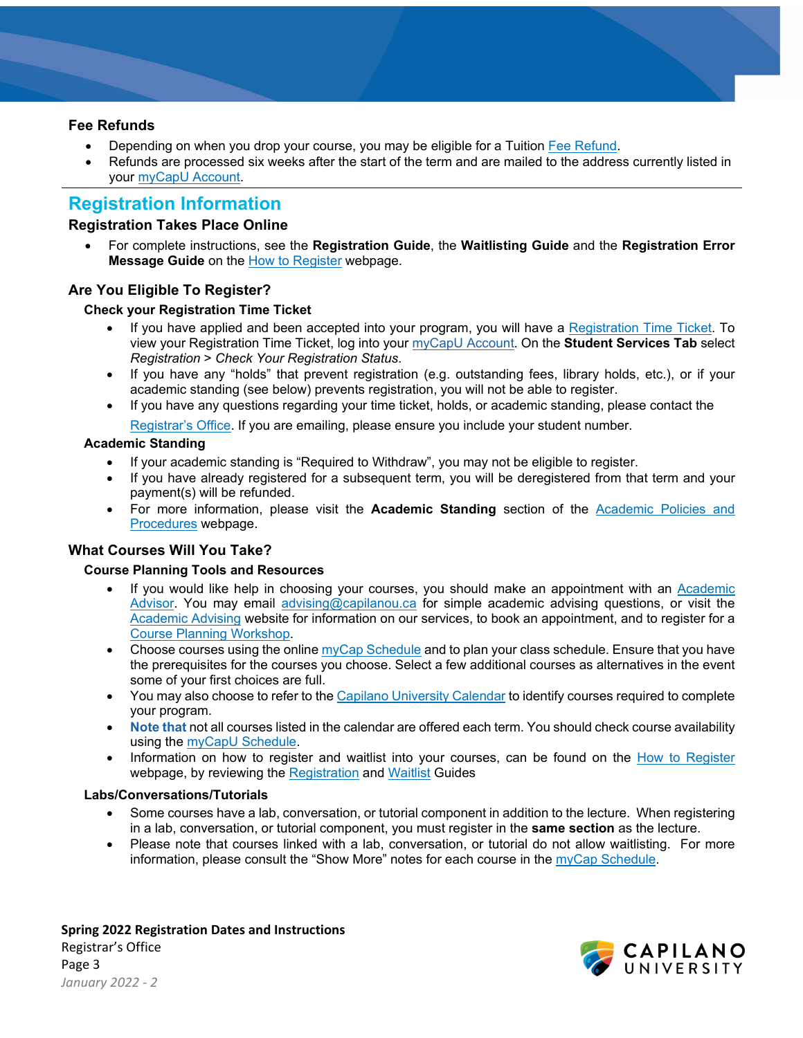### Fee Refunds

- Depending on when you drop your course, you may be eligible for a Tuition Fee Refund.
- Refunds are processed six weeks after the start of the term and are mailed to the address currently listed in your myCapU Account.

## Registration Information

### Registration Takes Place Online

- For complete instructions, see the **Registration Guide**, the **Waitlisting Guide** and the **Registration Error Message Guide** on the How to Register webpage.

### Are You Eligible To Register?

#### Check your Registration Time Ticket

- If you have applied and been accepted into your program, you will have a Registration Time Ticket. To view your Registration Time Ticket, log into your myCapU Account. On the **Student Services Tab** select *Registration > Check Your Registration Status*.
- If you have any "holds" that prevent registration (e.g. outstanding fees, library holds, etc.), or if your academic standing (see below) prevents registration, you will not be able to register.
- If you have any questions regarding your time ticket, holds, or academic standing, please contact the Registrar's Office. If you are emailing, please ensure you include your student number.

#### Academic Standing

- If your academic standing is "Required to Withdraw", you may not be eligible to register.
- If you have already registered for a subsequent term, you will be deregistered from that term and your payment(s) will be refunded.
- For more information, please visit the **Academic Standing** section of the Academic Policies and Procedures webpage.

### What Courses Will You Take?

#### Course Planning Tools and Resources

- If you would like help in choosing your courses, you should make an appointment with an Academic Advisor. You may email advising@capilanou.ca for simple academic advising questions, or visit the Academic Advising website for information on our services, to book an appointment, and to register for a Course Planning Workshop.
- Choose courses using the online myCap Schedule and to plan your class schedule. Ensure that you have the prerequisites for the courses you choose. Select a few additional courses as alternatives in the event some of your first choices are full.
- You may also choose to refer to the Capilano University Calendar to identify courses required to complete your program.
- **Note that** not all courses listed in the calendar are offered each term. You should check course availability using the myCapU Schedule.
- Information on how to register and waitlist into your courses, can be found on the How to Register webpage, by reviewing the Registration and Waitlist Guides

#### Labs/Conversations/Tutorials

- Some courses have a lab, conversation, or tutorial component in addition to the lecture. When registering in a lab, conversation, or tutorial component, you must register in the **same section** as the lecture.
- Please note that courses linked with a lab, conversation, or tutorial do not allow waitlisting. For more information, please consult the "Show More" notes for each course in the myCap Schedule.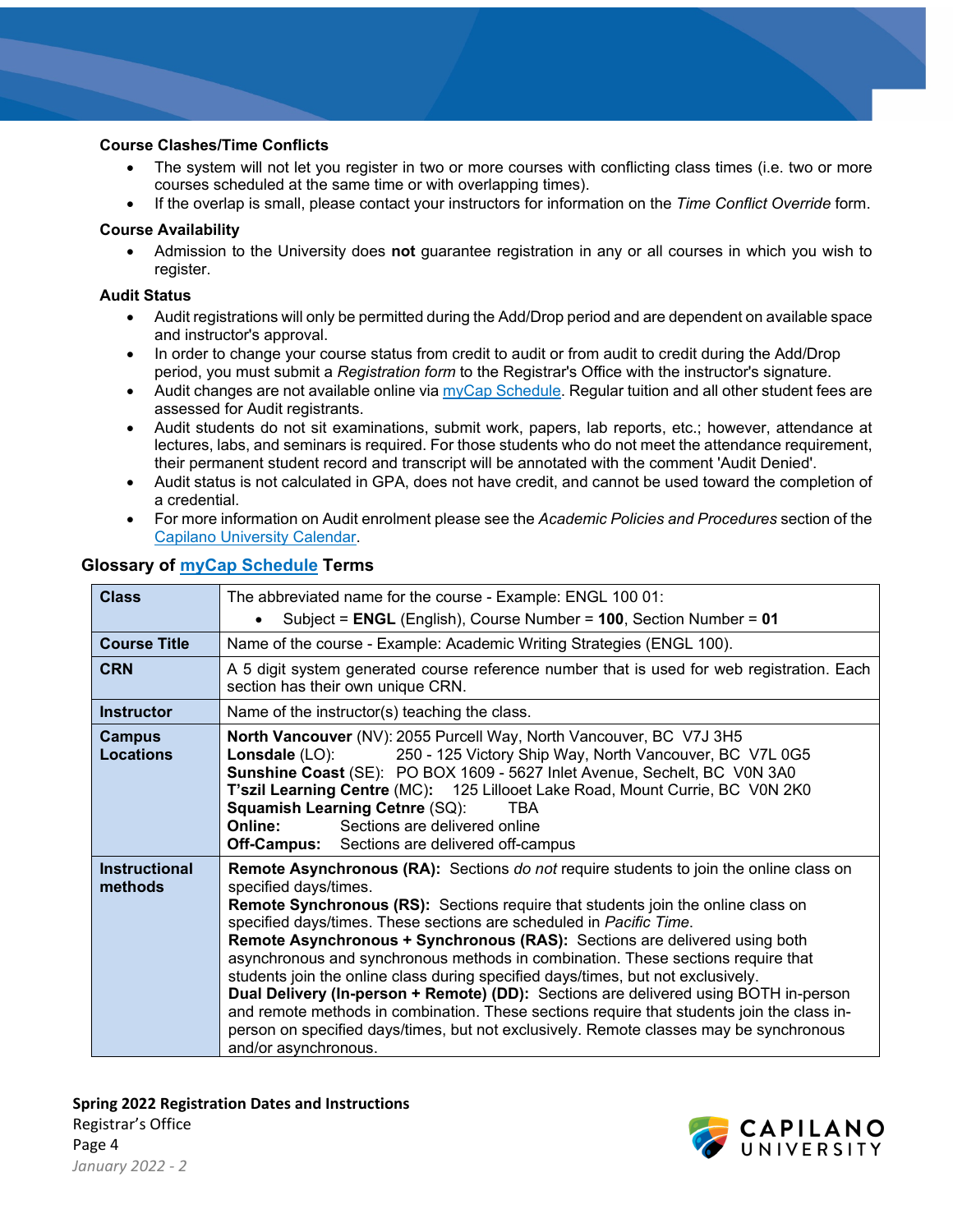### Course Clashes/Time Conflicts

- The system will not let you register in two or more courses with conflicting class times (i.e. two or more courses scheduled at the same time or with overlapping times).
- If the overlap is small, please contact your instructors for information on the *Time Conflict Override* form.

### Course Availability

- Admission to the University does **not** guarantee registration in any or all courses in which you wish to register.

### Audit Status

- Audit registrations will only be permitted during the Add/Drop period and are dependent on available space and instructor's approval.
- In order to change your course status from credit to audit or from audit to credit during the Add/Drop period, you must submit a *Registration form* to the Registrar's Office with the instructor's signature.
- Audit changes are not available online via myCap Schedule. Regular tuition and all other student fees are assessed for Audit registrants.
- Audit students do not sit examinations, submit work, papers, lab reports, etc.; however, attendance at lectures, labs, and seminars is required. For those students who do not meet the attendance requirement, their permanent student record and transcript will be annotated with the comment 'Audit Denied'.
- Audit status is not calculated in GPA, does not have credit, and cannot be used toward the completion of a credential.
- For more information on Audit enrolment please see the *Academic Policies and Procedures* section of the Capilano University Calendar.

## Glossary of myCap Schedule Terms

| | |
|---|---|
| **Class** | The abbreviated name for the course - Example: ENGL 100 01:<br>• Subject = **ENGL** (English), Course Number = **100**, Section Number = **01** |
| **Course Title** | Name of the course - Example: Academic Writing Strategies (ENGL 100). |
| **CRN** | A 5 digit system generated course reference number that is used for web registration. Each section has their own unique CRN. |
| **Instructor** | Name of the instructor(s) teaching the class. |
| **Campus Locations** | **North Vancouver** (NV): 2055 Purcell Way, North Vancouver, BC V7J 3H5<br>**Lonsdale** (LO): 250 - 125 Victory Ship Way, North Vancouver, BC V7L 0G5<br>**Sunshine Coast** (SE): PO BOX 1609 - 5627 Inlet Avenue, Sechelt, BC V0N 3A0<br>**T'szil Learning Centre** (MC): 125 Lillooet Lake Road, Mount Currie, BC V0N 2K0<br>**Squamish Learning Cetnre** (SQ): TBA<br>**Online:** Sections are delivered online<br>**Off-Campus:** Sections are delivered off-campus |
| **Instructional methods** | **Remote Asynchronous (RA):** Sections *do not* require students to join the online class on specified days/times.<br>**Remote Synchronous (RS):** Sections require that students join the online class on specified days/times. These sections are scheduled in *Pacific Time*.<br>**Remote Asynchronous + Synchronous (RAS):** Sections are delivered using both asynchronous and synchronous methods in combination. These sections require that students join the online class during specified days/times, but not exclusively.<br>**Dual Delivery (In-person + Remote) (DD):** Sections are delivered using BOTH in-person and remote methods in combination. These sections require that students join the class in-person on specified days/times, but not exclusively. Remote classes may be synchronous and/or asynchronous. |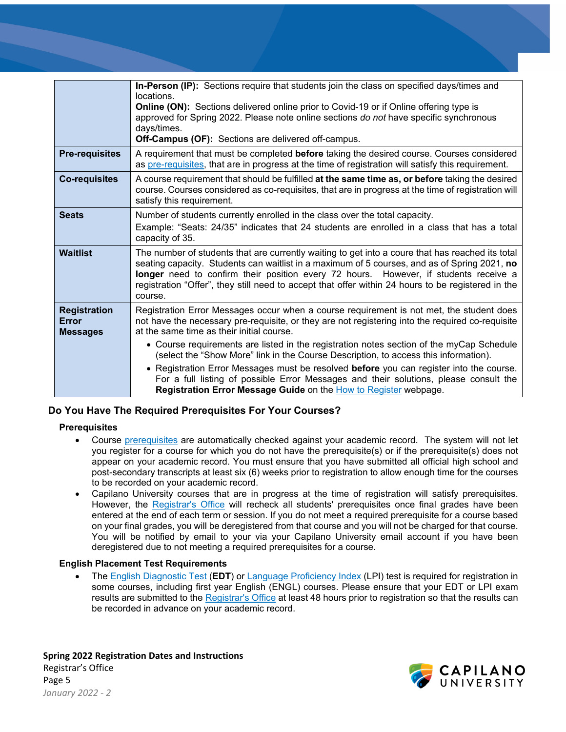|  |  |
|---|---|
|  | **In-Person (IP):** Sections require that students join the class on specified days/times and locations.<br>**Online (ON):** Sections delivered online prior to Covid-19 or if Online offering type is approved for Spring 2022. Please note online sections *do not* have specific synchronous days/times.<br>**Off-Campus (OF):** Sections are delivered off-campus. |
| **Pre-requisites** | A requirement that must be completed **before** taking the desired course. Courses considered as pre-requisites, that are in progress at the time of registration will satisfy this requirement. |
| **Co-requisites** | A course requirement that should be fulfilled **at the same time as, or before** taking the desired course. Courses considered as co-requisites, that are in progress at the time of registration will satisfy this requirement. |
| **Seats** | Number of students currently enrolled in the class over the total capacity.<br>Example: "Seats: 24/35" indicates that 24 students are enrolled in a class that has a total capacity of 35. |
| **Waitlist** | The number of students that are currently waiting to get into a coure that has reached its total seating capacity. Students can waitlist in a maximum of 5 courses, and as of Spring 2021, **no longer** need to confirm their position every 72 hours. However, if students receive a registration "Offer", they still need to accept that offer within 24 hours to be registered in the course. |
| **Registration Error Messages** | Registration Error Messages occur when a course requirement is not met, the student does not have the necessary pre-requisite, or they are not registering into the required co-requisite at the same time as their initial course.<br>• Course requirements are listed in the registration notes section of the myCap Schedule (select the "Show More" link in the Course Description, to access this information).<br>• Registration Error Messages must be resolved **before** you can register into the course. For a full listing of possible Error Messages and their solutions, please consult the **Registration Error Message Guide** on the How to Register webpage. |

## Do You Have The Required Prerequisites For Your Courses?

### Prerequisites

- Course prerequisites are automatically checked against your academic record. The system will not let you register for a course for which you do not have the prerequisite(s) or if the prerequisite(s) does not appear on your academic record. You must ensure that you have submitted all official high school and post-secondary transcripts at least six (6) weeks prior to registration to allow enough time for the courses to be recorded on your academic record.
- Capilano University courses that are in progress at the time of registration will satisfy prerequisites. However, the Registrar's Office will recheck all students' prerequisites once final grades have been entered at the end of each term or session. If you do not meet a required prerequisite for a course based on your final grades, you will be deregistered from that course and you will not be charged for that course. You will be notified by email to your via your Capilano University email account if you have been deregistered due to not meeting a required prerequisites for a course.

### English Placement Test Requirements

- The English Diagnostic Test (**EDT**) or Language Proficiency Index (LPI) test is required for registration in some courses, including first year English (ENGL) courses. Please ensure that your EDT or LPI exam results are submitted to the Registrar's Office at least 48 hours prior to registration so that the results can be recorded in advance on your academic record.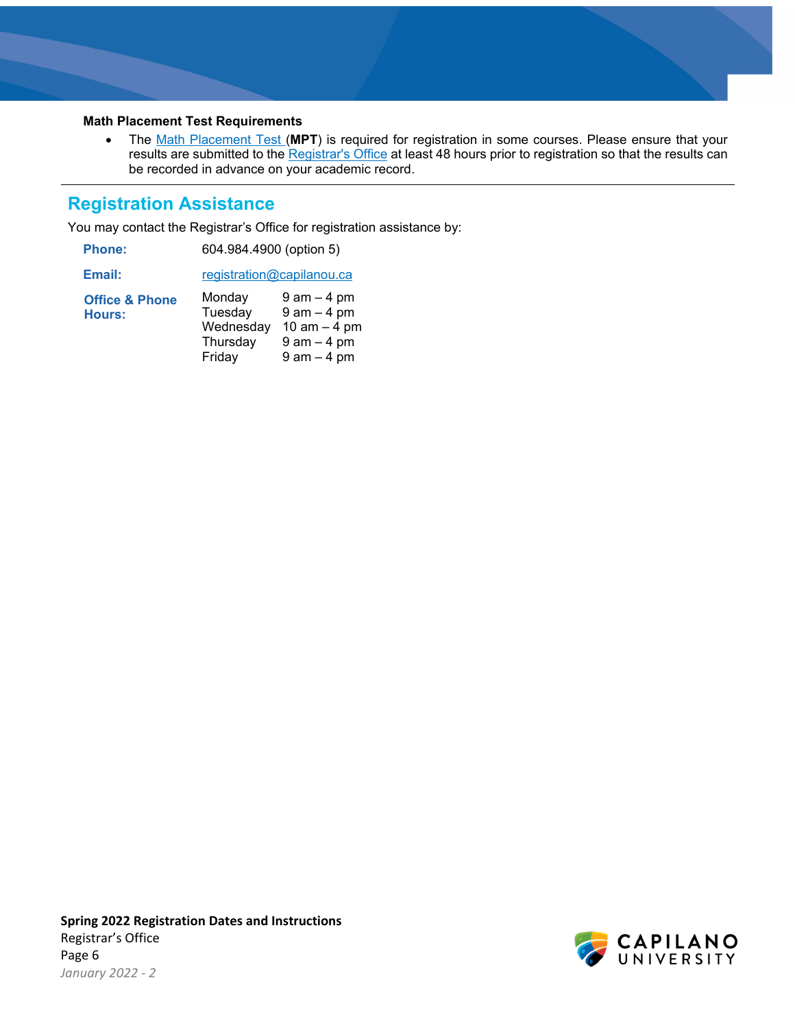**Math Placement Test Requirements**

- The Math Placement Test (**MPT**) is required for registration in some courses. Please ensure that your results are submitted to the Registrar's Office at least 48 hours prior to registration so that the results can be recorded in advance on your academic record.

---

## Registration Assistance

You may contact the Registrar's Office for registration assistance by:

**Phone:** 604.984.4900 (option 5)

**Email:** registration@capilanou.ca

**Office & Phone Hours:**

| | |
|---|---|
| Monday | 9 am – 4 pm |
| Tuesday | 9 am – 4 pm |
| Wednesday | 10 am – 4 pm |
| Thursday | 9 am – 4 pm |
| Friday | 9 am – 4 pm |